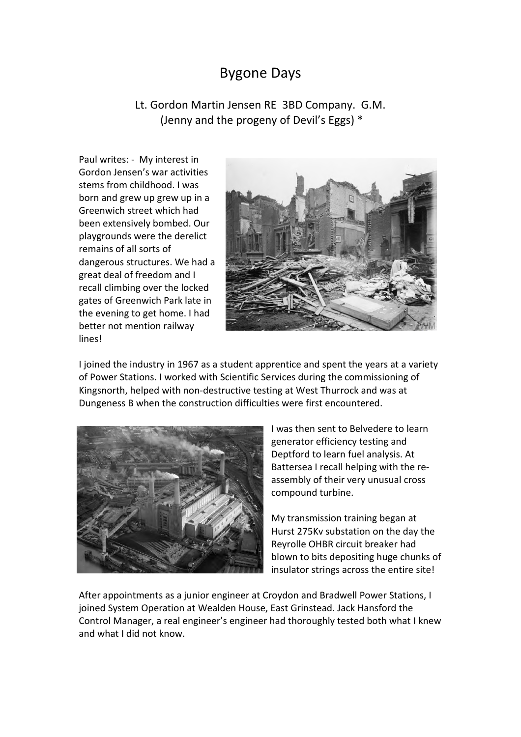# Bygone Days

## Lt. Gordon Martin Jensen RE 3BD Company. G.M.
## (Jenny and the progeny of Devil's Eggs) *

Paul writes: - My interest in Gordon Jensen's war activities stems from childhood. I was born and grew up grew up in a Greenwich street which had been extensively bombed. Our playgrounds were the derelict remains of all sorts of dangerous structures. We had a great deal of freedom and I recall climbing over the locked gates of Greenwich Park late in the evening to get home. I had better not mention railway lines!

I joined the industry in 1967 as a student apprentice and spent the years at a variety of Power Stations. I worked with Scientific Services during the commissioning of Kingsnorth, helped with non-destructive testing at West Thurrock and was at Dungeness B when the construction difficulties were first encountered.

I was then sent to Belvedere to learn generator efficiency testing and Deptford to learn fuel analysis. At Battersea I recall helping with the re-assembly of their very unusual cross compound turbine.

My transmission training began at Hurst 275Kv substation on the day the Reyrolle OHBR circuit breaker had blown to bits depositing huge chunks of insulator strings across the entire site!

After appointments as a junior engineer at Croydon and Bradwell Power Stations, I joined System Operation at Wealden House, East Grinstead. Jack Hansford the Control Manager, a real engineer's engineer had thoroughly tested both what I knew and what I did not know.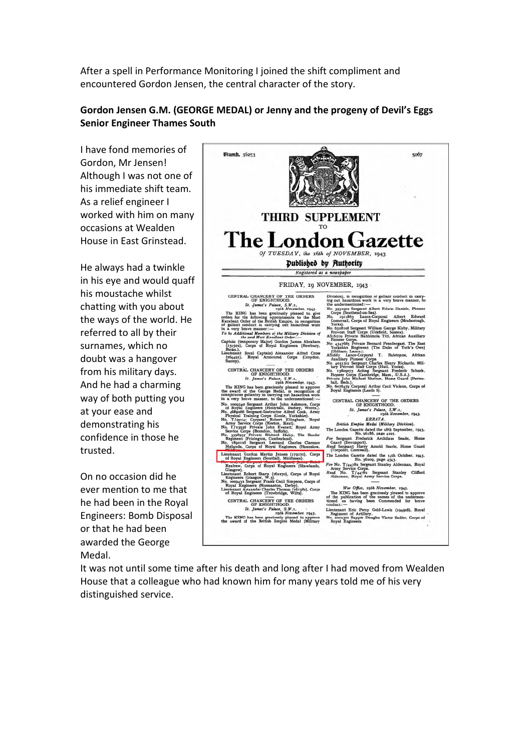After a spell in Performance Monitoring I joined the shift compliment and encountered Gordon Jensen, the central character of the story.

**Gordon Jensen G.M. (GEORGE MEDAL) or Jenny and the progeny of Devil's Eggs Senior Engineer Thames South**

I have fond memories of Gordon, Mr Jensen! Although I was not one of his immediate shift team. As a relief engineer I worked with him on many occasions at Wealden House in East Grinstead.

He always had a twinkle in his eye and would quaff his moustache whilst chatting with you about the ways of the world. He referred to all by their surnames, which no doubt was a hangover from his military days. And he had a charming way of both putting you at your ease and demonstrating his confidence in those he trusted.

On no occasion did he ever mention to me that he had been in the Royal Engineers: Bomb Disposal or that he had been awarded the George Medal.

It was not until some time after his death and long after I had moved from Wealden House that a colleague who had known him for many years told me of his very distinguished service.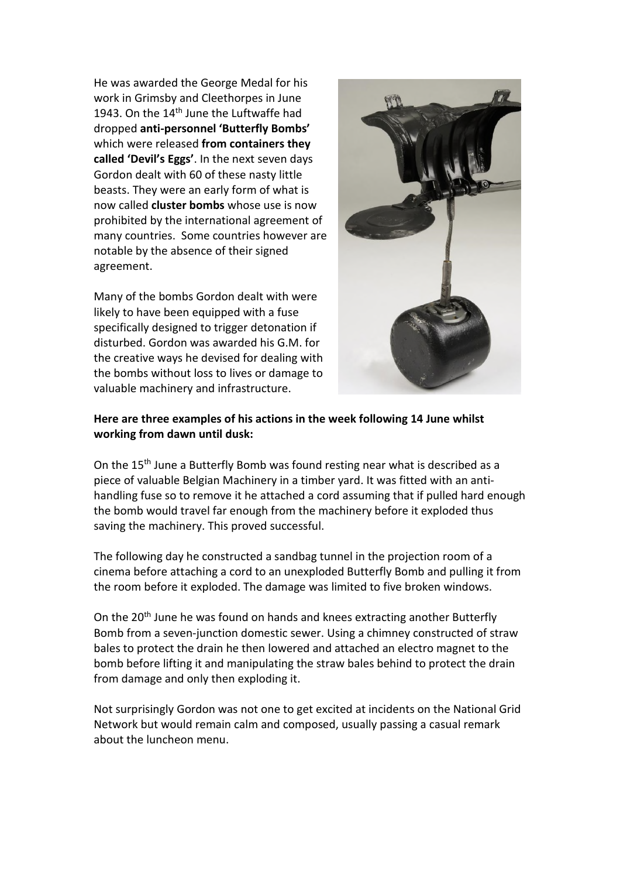He was awarded the George Medal for his work in Grimsby and Cleethorpes in June 1943. On the 14th June the Luftwaffe had dropped **anti-personnel 'Butterfly Bombs'** which were released **from containers they called 'Devil's Eggs'**. In the next seven days Gordon dealt with 60 of these nasty little beasts. They were an early form of what is now called **cluster bombs** whose use is now prohibited by the international agreement of many countries. Some countries however are notable by the absence of their signed agreement.

Many of the bombs Gordon dealt with were likely to have been equipped with a fuse specifically designed to trigger detonation if disturbed. Gordon was awarded his G.M. for the creative ways he devised for dealing with the bombs without loss to lives or damage to valuable machinery and infrastructure.

**Here are three examples of his actions in the week following 14 June whilst working from dawn until dusk:**

On the 15th June a Butterfly Bomb was found resting near what is described as a piece of valuable Belgian Machinery in a timber yard. It was fitted with an anti-handling fuse so to remove it he attached a cord assuming that if pulled hard enough the bomb would travel far enough from the machinery before it exploded thus saving the machinery. This proved successful.

The following day he constructed a sandbag tunnel in the projection room of a cinema before attaching a cord to an unexploded Butterfly Bomb and pulling it from the room before it exploded. The damage was limited to five broken windows.

On the 20th June he was found on hands and knees extracting another Butterfly Bomb from a seven-junction domestic sewer. Using a chimney constructed of straw bales to protect the drain he then lowered and attached an electro magnet to the bomb before lifting it and manipulating the straw bales behind to protect the drain from damage and only then exploding it.

Not surprisingly Gordon was not one to get excited at incidents on the National Grid Network but would remain calm and composed, usually passing a casual remark about the luncheon menu.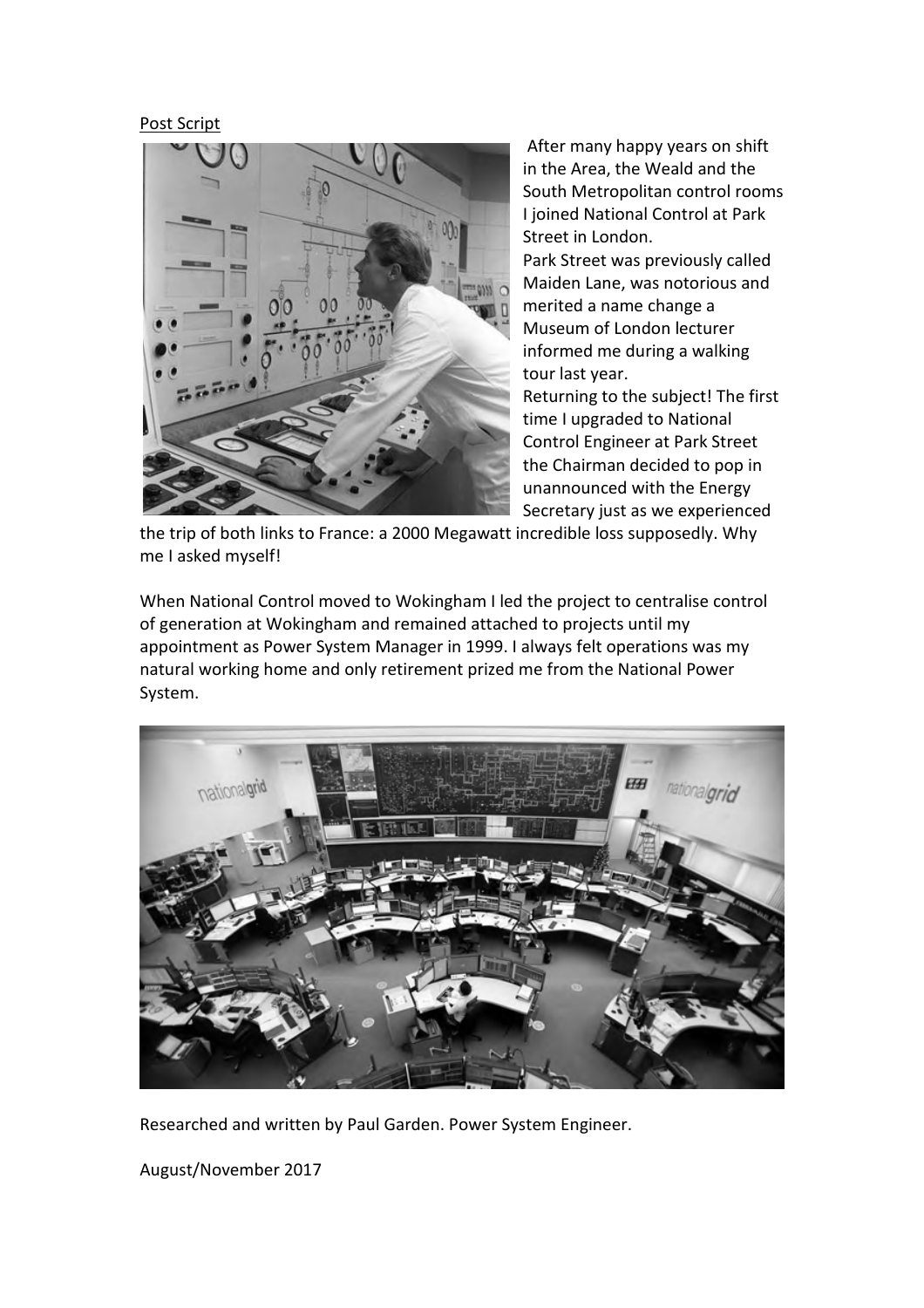Post Script

After many happy years on shift in the Area, the Weald and the South Metropolitan control rooms I joined National Control at Park Street in London.

Park Street was previously called Maiden Lane, was notorious and merited a name change a Museum of London lecturer informed me during a walking tour last year.

Returning to the subject! The first time I upgraded to National Control Engineer at Park Street the Chairman decided to pop in unannounced with the Energy Secretary just as we experienced the trip of both links to France: a 2000 Megawatt incredible loss supposedly. Why me I asked myself!

When National Control moved to Wokingham I led the project to centralise control of generation at Wokingham and remained attached to projects until my appointment as Power System Manager in 1999. I always felt operations was my natural working home and only retirement prized me from the National Power System.

Researched and written by Paul Garden. Power System Engineer.

August/November 2017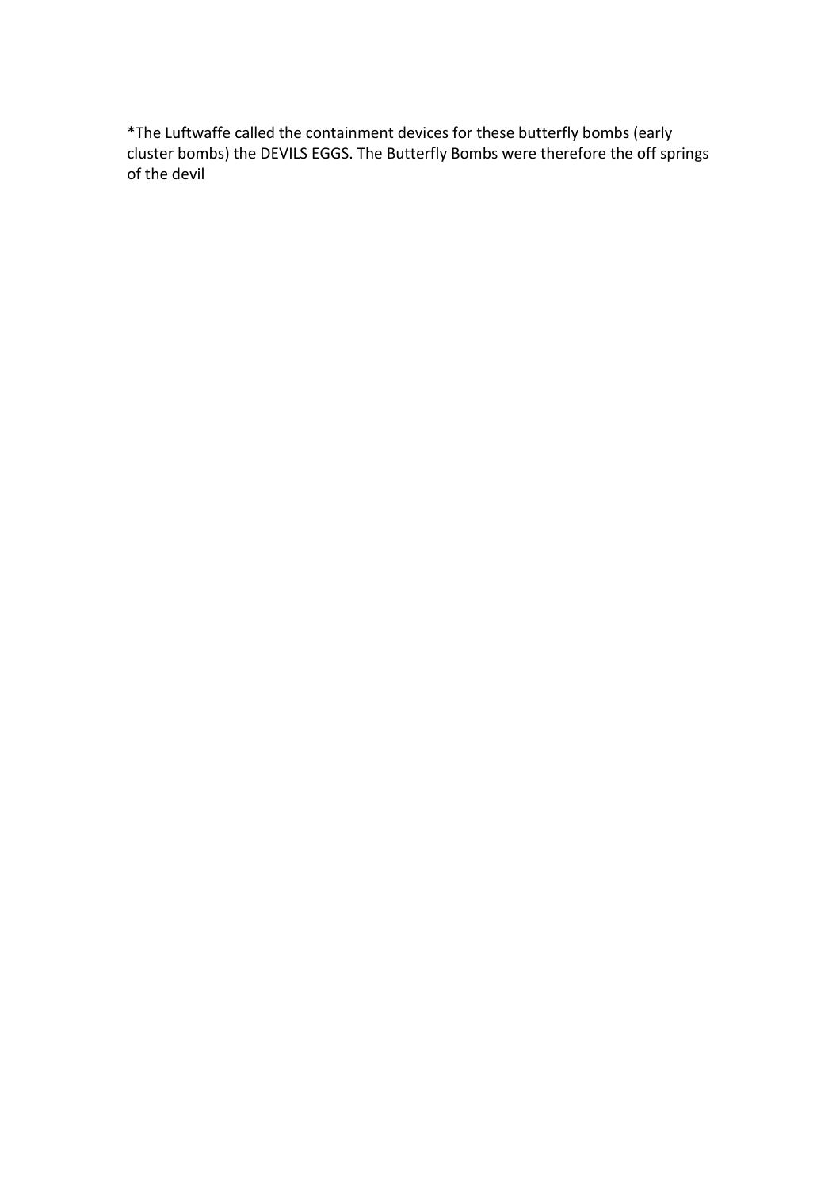*The Luftwaffe called the containment devices for these butterfly bombs (early cluster bombs) the DEVILS EGGS. The Butterfly Bombs were therefore the off springs of the devil